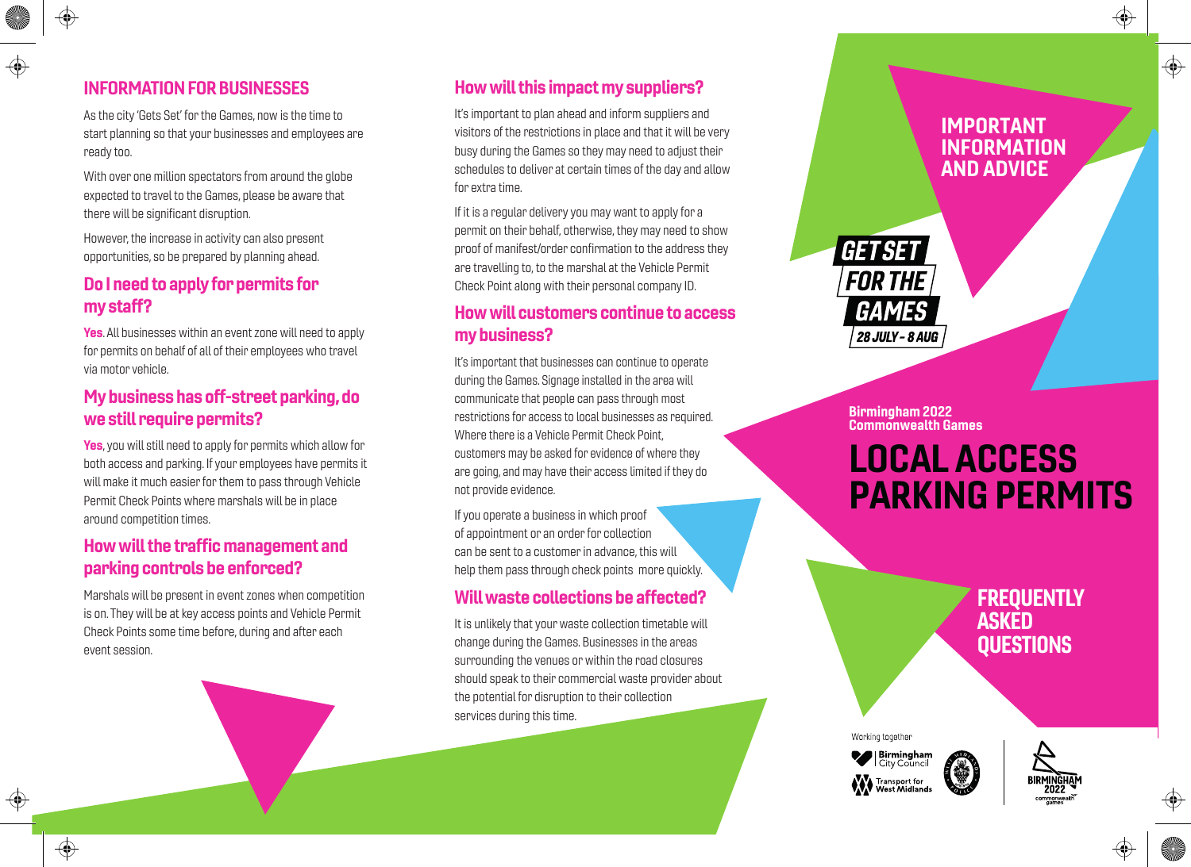## INFORMATION FOR BUSINESSES

As the city 'Gets Set' for the Games, now is the time to start planning so that your businesses and employees are ready too.

With over one million spectators from around the globe expected to travel to the Games, please be aware that there will be significant disruption.

However, the increase in activity can also present opportunities, so be prepared by planning ahead.

### Do I need to apply for permits for my staff?

**Yes**. All businesses within an event zone will need to apply for permits on behalf of all of their employees who travel via motor vehicle.

### My business has off-street parking, do we still require permits?

**Yes**, you will still need to apply for permits which allow for both access and parking. If your employees have permits it will make it much easier for them to pass through Vehicle Permit Check Points where marshals will be in place around competition times.

### How will the traffic management and parking controls be enforced?

Marshals will be present in event zones when competition is on. They will be at key access points and Vehicle Permit Check Points some time before, during and after each event session.

### How will this impact my suppliers?

It's important to plan ahead and inform suppliers and visitors of the restrictions in place and that it will be very busy during the Games so they may need to adjust their schedules to deliver at certain times of the day and allow for extra time.

If it is a regular delivery you may want to apply for a permit on their behalf, otherwise, they may need to show proof of manifest/order confirmation to the address they are travelling to, to the marshal at the Vehicle Permit Check Point along with their personal company ID.

### How will customers continue to access my business?

It's important that businesses can continue to operate during the Games. Signage installed in the area will communicate that people can pass through most restrictions for access to local businesses as required. Where there is a Vehicle Permit Check Point, customers may be asked for evidence of where they are going, and may have their access limited if they do not provide evidence.

If you operate a business in which proof of appointment or an order for collection can be sent to a customer in advance, this will help them pass through check points more quickly.

### Will waste collections be affected?

It is unlikely that your waste collection timetable will change during the Games. Businesses in the areas surrounding the venues or within the road closures should speak to their commercial waste provider about the potential for disruption to their collection services during this time.

## IMPORTANT INFORMATION AND ADVICE

**GET SET FOR THE GAMES**
**28 JULY - 8 AUG**

**Birmingham 2022 Commonwealth Games**

# LOCAL ACCESS PARKING PERMITS

## FREQUENTLY ASKED QUESTIONS

Working together

Birmingham City Council

Transport for West Midlands

West Midlands Police

Birmingham 2022 Commonwealth Games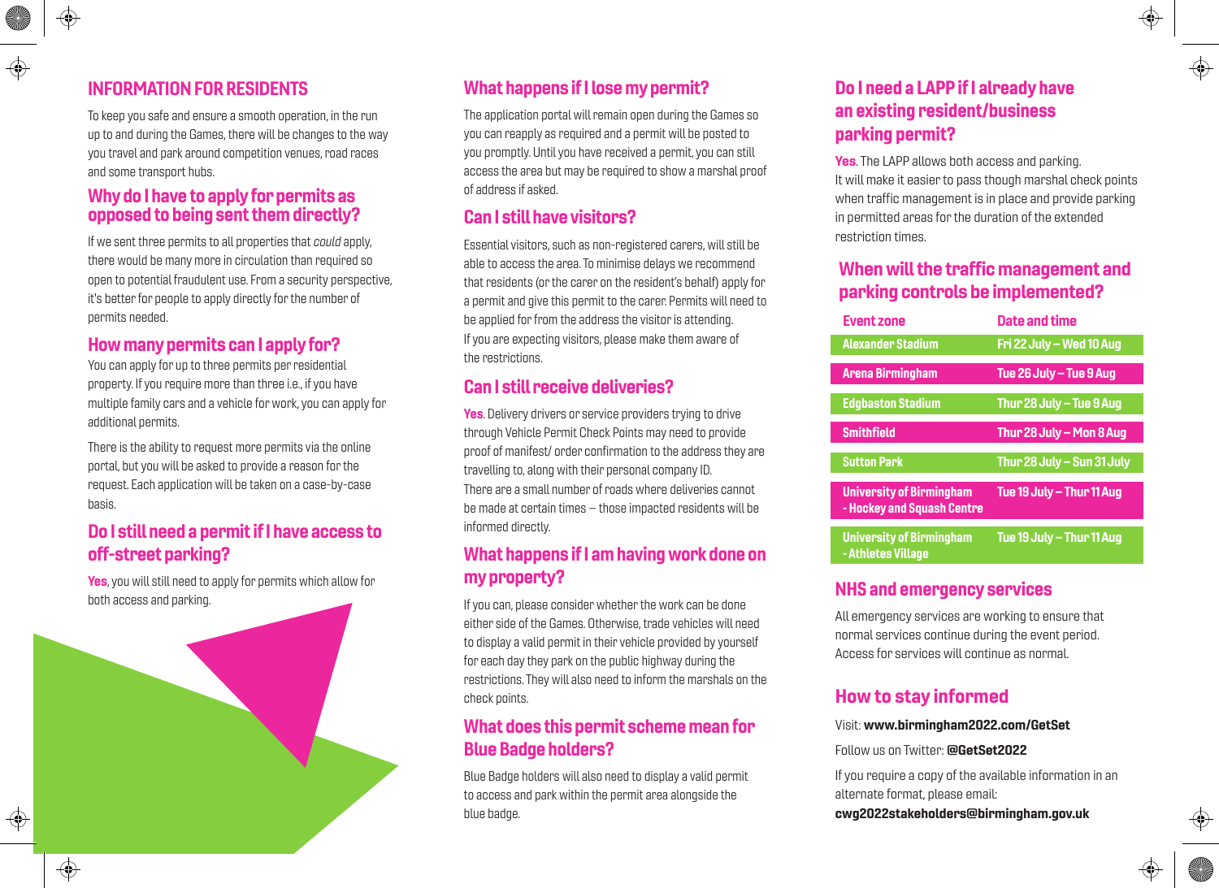## INFORMATION FOR RESIDENTS

To keep you safe and ensure a smooth operation, in the run up to and during the Games, there will be changes to the way you travel and park around competition venues, road races and some transport hubs.

### Why do I have to apply for permits as opposed to being sent them directly?

If we sent three permits to all properties that *could* apply, there would be many more in circulation than required so open to potential fraudulent use. From a security perspective, it's better for people to apply directly for the number of permits needed.

### How many permits can I apply for?

You can apply for up to three permits per residential property. If you require more than three i.e., if you have multiple family cars and a vehicle for work, you can apply for additional permits.

There is the ability to request more permits via the online portal, but you will be asked to provide a reason for the request. Each application will be taken on a case-by-case basis.

### Do I still need a permit if I have access to off-street parking?

**Yes**, you will still need to apply for permits which allow for both access and parking.

### What happens if I lose my permit?

The application portal will remain open during the Games so you can reapply as required and a permit will be posted to you promptly. Until you have received a permit, you can still access the area but may be required to show a marshal proof of address if asked.

### Can I still have visitors?

Essential visitors, such as non-registered carers, will still be able to access the area. To minimise delays we recommend that residents (or the carer on the resident's behalf) apply for a permit and give this permit to the carer. Permits will need to be applied for from the address the visitor is attending. If you are expecting visitors, please make them aware of the restrictions.

### Can I still receive deliveries?

**Yes**. Delivery drivers or service providers trying to drive through Vehicle Permit Check Points may need to provide proof of manifest/ order confirmation to the address they are travelling to, along with their personal company ID. There are a small number of roads where deliveries cannot be made at certain times – those impacted residents will be informed directly.

### What happens if I am having work done on my property?

If you can, please consider whether the work can be done either side of the Games. Otherwise, trade vehicles will need to display a valid permit in their vehicle provided by yourself for each day they park on the public highway during the restrictions. They will also need to inform the marshals on the check points.

### What does this permit scheme mean for Blue Badge holders?

Blue Badge holders will also need to display a valid permit to access and park within the permit area alongside the blue badge.

### Do I need a LAPP if I already have an existing resident/business parking permit?

**Yes**. The LAPP allows both access and parking. It will make it easier to pass though marshal check points when traffic management is in place and provide parking in permitted areas for the duration of the extended restriction times.

### When will the traffic management and parking controls be implemented?

| Event zone | Date and time |
|---|---|
| Alexander Stadium | Fri 22 July – Wed 10 Aug |
| Arena Birmingham | Tue 26 July – Tue 9 Aug |
| Edgbaston Stadium | Thur 28 July – Tue 9 Aug |
| Smithfield | Thur 28 July – Mon 8 Aug |
| Sutton Park | Thur 28 July – Sun 31 July |
| University of Birmingham - Hockey and Squash Centre | Tue 19 July – Thur 11 Aug |
| University of Birmingham - Athletes Village | Tue 19 July – Thur 11 Aug |

### NHS and emergency services

All emergency services are working to ensure that normal services continue during the event period. Access for services will continue as normal.

### How to stay informed

Visit: **www.birmingham2022.com/GetSet**

Follow us on Twitter: **@GetSet2022**

If you require a copy of the available information in an alternate format, please email: **cwg2022stakeholders@birmingham.gov.uk**